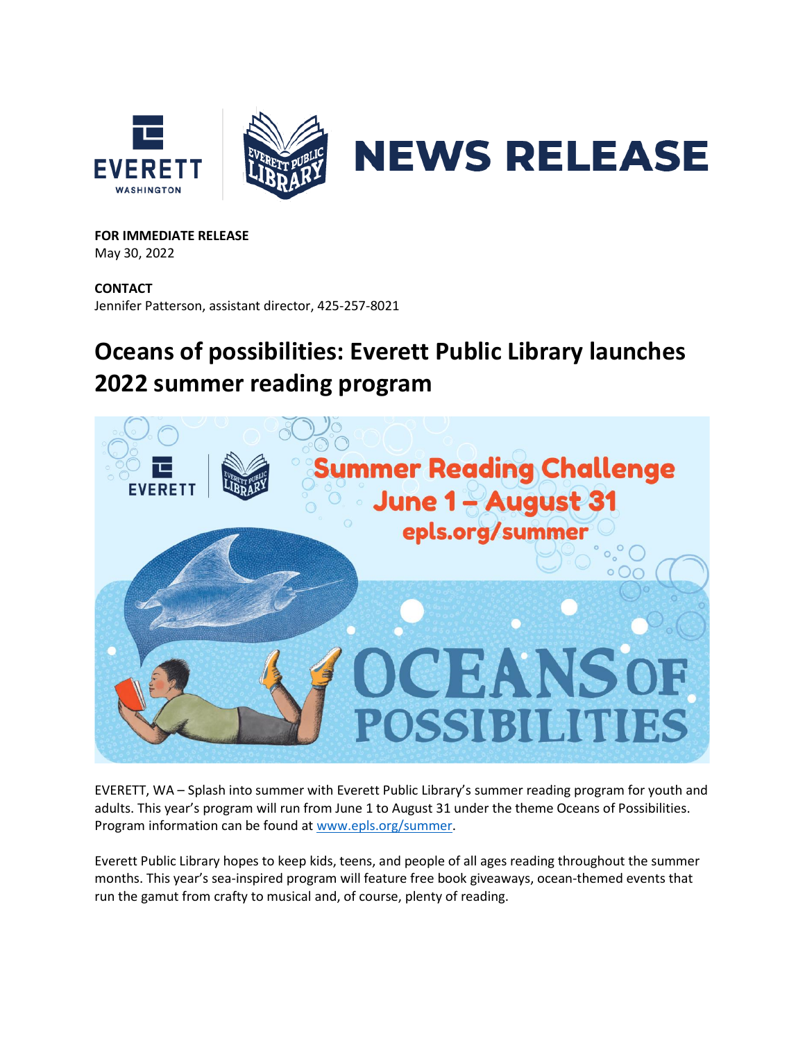# NEWS RELEASE

**FOR IMMEDIATE RELEASE**
May 30, 2022

**CONTACT**
Jennifer Patterson, assistant director, 425-257-8021

## Oceans of possibilities: Everett Public Library launches 2022 summer reading program

EVERETT, WA – Splash into summer with Everett Public Library's summer reading program for youth and adults. This year's program will run from June 1 to August 31 under the theme Oceans of Possibilities. Program information can be found at [www.epls.org/summer](www.epls.org/summer).

Everett Public Library hopes to keep kids, teens, and people of all ages reading throughout the summer months. This year's sea-inspired program will feature free book giveaways, ocean-themed events that run the gamut from crafty to musical and, of course, plenty of reading.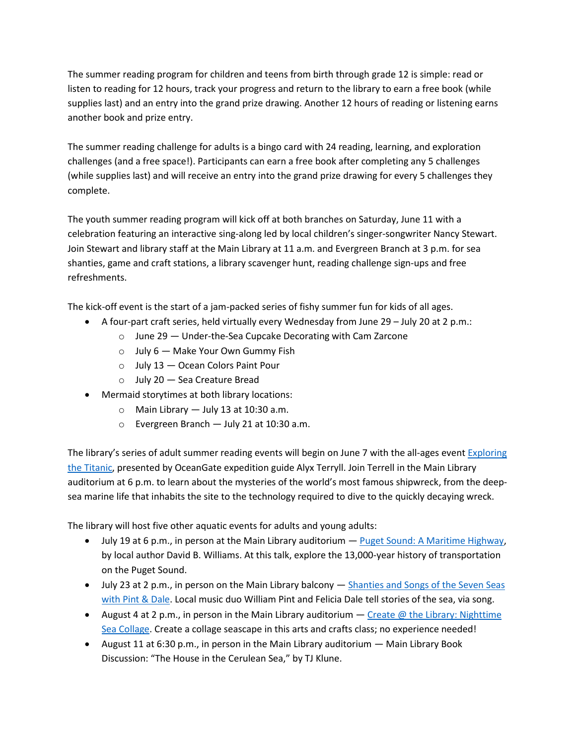The summer reading program for children and teens from birth through grade 12 is simple: read or listen to reading for 12 hours, track your progress and return to the library to earn a free book (while supplies last) and an entry into the grand prize drawing. Another 12 hours of reading or listening earns another book and prize entry.

The summer reading challenge for adults is a bingo card with 24 reading, learning, and exploration challenges (and a free space!). Participants can earn a free book after completing any 5 challenges (while supplies last) and will receive an entry into the grand prize drawing for every 5 challenges they complete.

The youth summer reading program will kick off at both branches on Saturday, June 11 with a celebration featuring an interactive sing-along led by local children's singer-songwriter Nancy Stewart. Join Stewart and library staff at the Main Library at 11 a.m. and Evergreen Branch at 3 p.m. for sea shanties, game and craft stations, a library scavenger hunt, reading challenge sign-ups and free refreshments.

The kick-off event is the start of a jam-packed series of fishy summer fun for kids of all ages.

- A four-part craft series, held virtually every Wednesday from June 29 – July 20 at 2 p.m.:
  - June 29 — Under-the-Sea Cupcake Decorating with Cam Zarcone
  - July 6 — Make Your Own Gummy Fish
  - July 13 — Ocean Colors Paint Pour
  - July 20 — Sea Creature Bread
- Mermaid storytimes at both library locations:
  - Main Library — July 13 at 10:30 a.m.
  - Evergreen Branch — July 21 at 10:30 a.m.

The library's series of adult summer reading events will begin on June 7 with the all-ages event [Exploring the Titanic](), presented by OceanGate expedition guide Alyx Terryll. Join Terrell in the Main Library auditorium at 6 p.m. to learn about the mysteries of the world's most famous shipwreck, from the deep-sea marine life that inhabits the site to the technology required to dive to the quickly decaying wreck.

The library will host five other aquatic events for adults and young adults:

- July 19 at 6 p.m., in person at the Main Library auditorium — [Puget Sound: A Maritime Highway](), by local author David B. Williams. At this talk, explore the 13,000-year history of transportation on the Puget Sound.
- July 23 at 2 p.m., in person on the Main Library balcony — [Shanties and Songs of the Seven Seas with Pint & Dale](). Local music duo William Pint and Felicia Dale tell stories of the sea, via song.
- August 4 at 2 p.m., in person in the Main Library auditorium — [Create @ the Library: Nighttime Sea Collage](). Create a collage seascape in this arts and crafts class; no experience needed!
- August 11 at 6:30 p.m., in person in the Main Library auditorium — Main Library Book Discussion: "The House in the Cerulean Sea," by TJ Klune.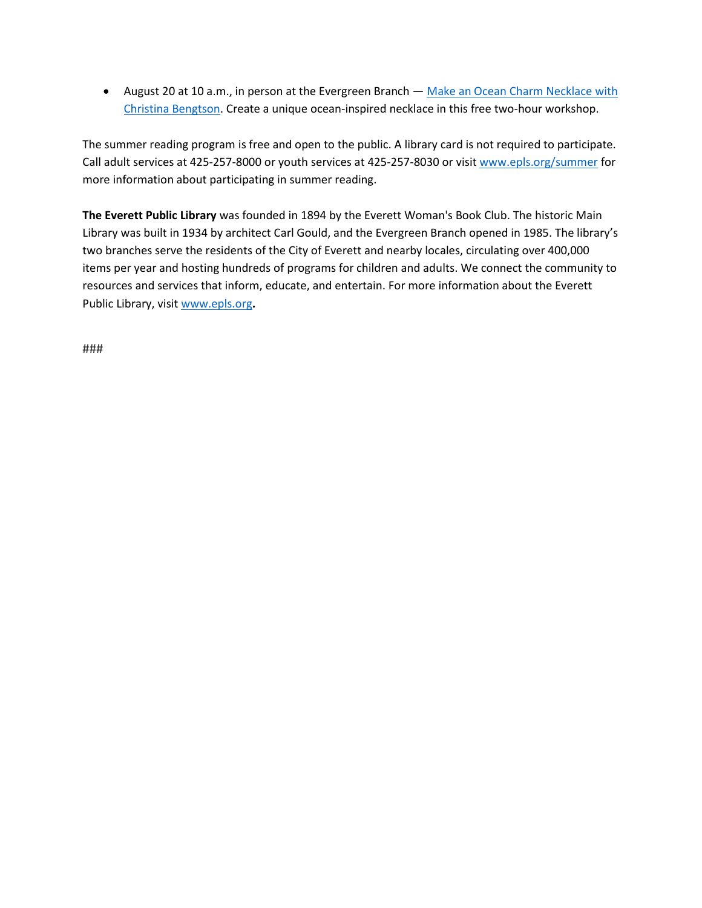- August 20 at 10 a.m., in person at the Evergreen Branch — Make an Ocean Charm Necklace with Christina Bengtson. Create a unique ocean-inspired necklace in this free two-hour workshop.

The summer reading program is free and open to the public. A library card is not required to participate. Call adult services at 425-257-8000 or youth services at 425-257-8030 or visit www.epls.org/summer for more information about participating in summer reading.

**The Everett Public Library** was founded in 1894 by the Everett Woman's Book Club. The historic Main Library was built in 1934 by architect Carl Gould, and the Evergreen Branch opened in 1985. The library's two branches serve the residents of the City of Everett and nearby locales, circulating over 400,000 items per year and hosting hundreds of programs for children and adults. We connect the community to resources and services that inform, educate, and entertain. For more information about the Everett Public Library, visit www.epls.org**.**

###